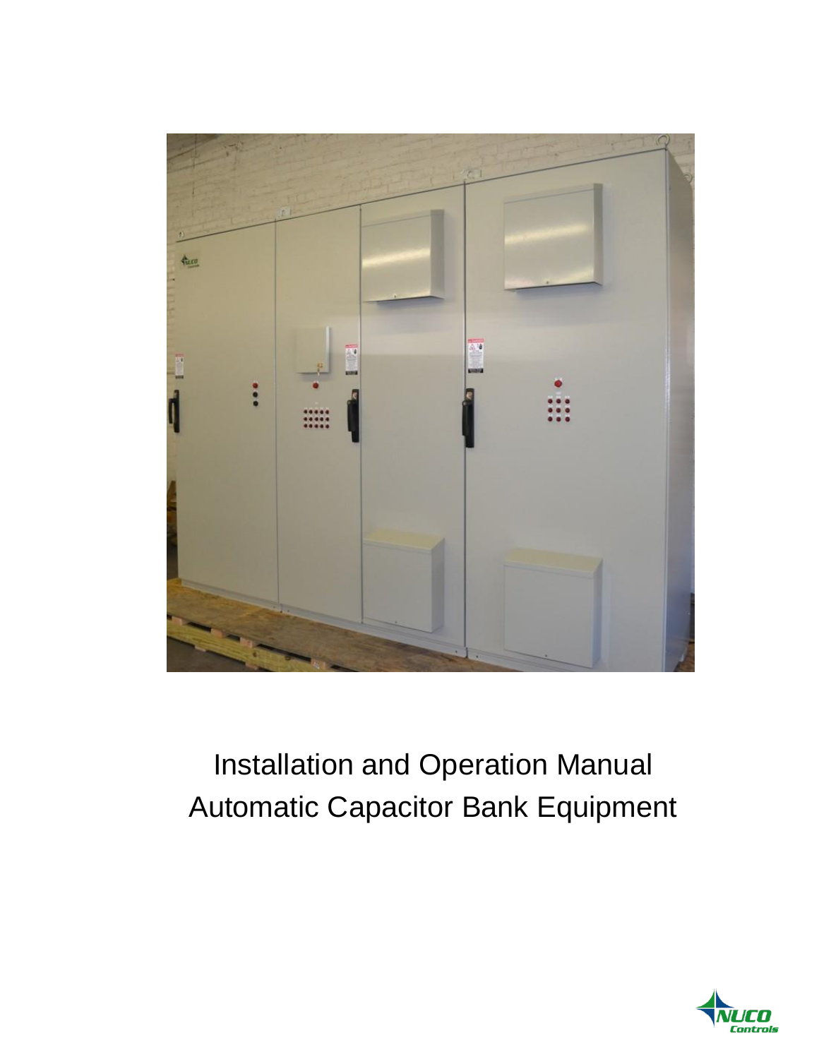# Installation and Operation Manual
# Automatic Capacitor Bank Equipment

NUCO Controls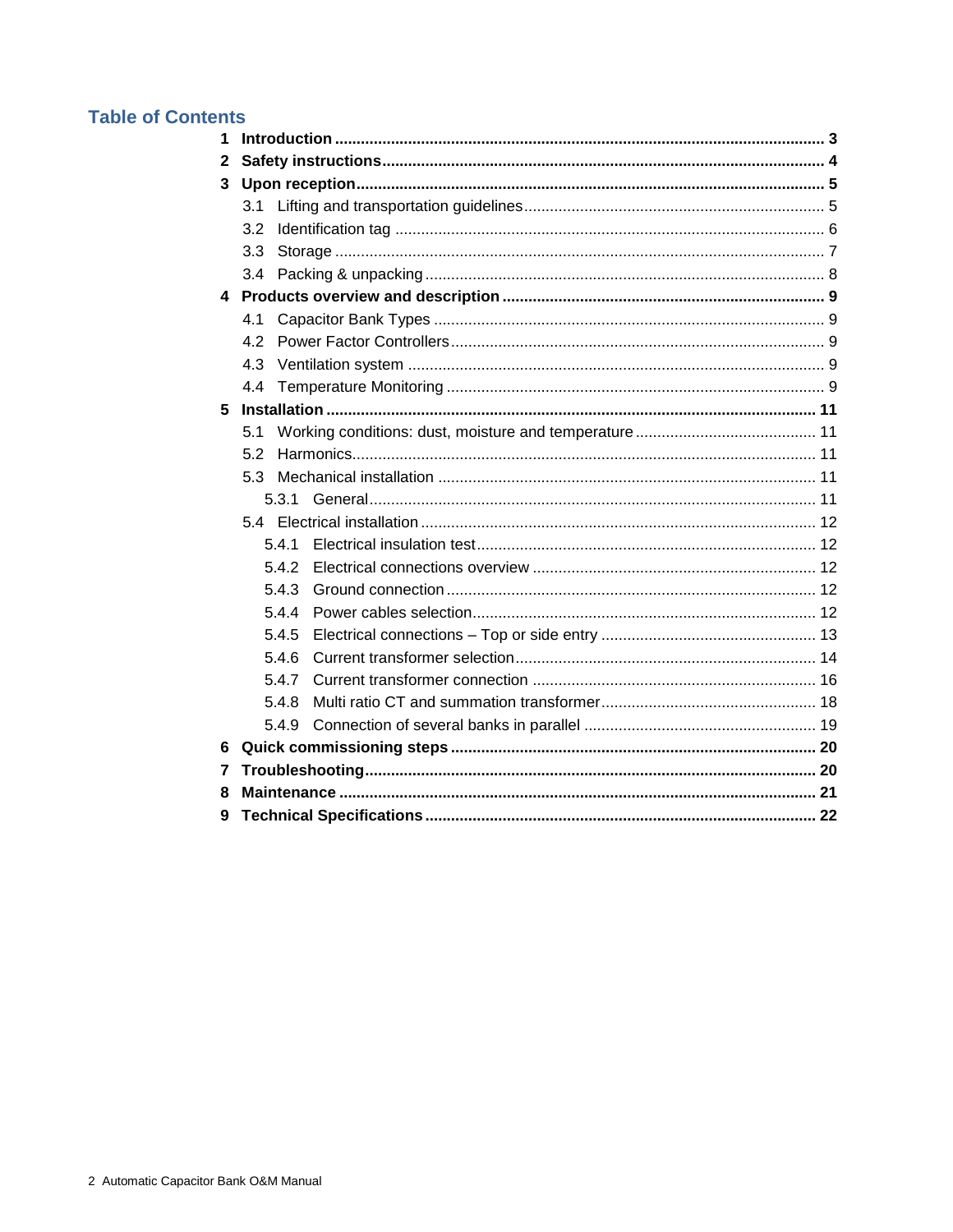## Table of Contents

1 **Introduction** .................................................................................................... 3

2 **Safety instructions** ......................................................................................... 4

3 **Upon reception** ............................................................................................... 5

3.1 Lifting and transportation guidelines ...................................................... 5

3.2 Identification tag ...................................................................................... 6

3.3 Storage .................................................................................................... 7

3.4 Packing & unpacking ............................................................................... 8

4 **Products overview and description** ............................................................ 9

4.1 Capacitor Bank Types .............................................................................. 9

4.2 Power Factor Controllers ......................................................................... 9

4.3 Ventilation system ................................................................................... 9

4.4 Temperature Monitoring .......................................................................... 9

5 **Installation** ..................................................................................................... 11

5.1 Working conditions: dust, moisture and temperature ........................... 11

5.2 Harmonics ............................................................................................... 11

5.3 Mechanical installation ........................................................................... 11

5.3.1 General ......................................................................................... 11

5.4 Electrical installation ............................................................................... 12

5.4.1 Electrical insulation test ................................................................ 12

5.4.2 Electrical connections overview ................................................... 12

5.4.3 Ground connection ....................................................................... 12

5.4.4 Power cables selection ................................................................. 12

5.4.5 Electrical connections – Top or side entry ................................... 13

5.4.6 Current transformer selection ....................................................... 14

5.4.7 Current transformer connection ................................................... 16

5.4.8 Multi ratio CT and summation transformer ................................... 18

5.4.9 Connection of several banks in parallel ....................................... 19

6 **Quick commissioning steps** ....................................................................... 20

7 **Troubleshooting** ........................................................................................... 20

8 **Maintenance** ................................................................................................ 21

9 **Technical Specifications** ............................................................................ 22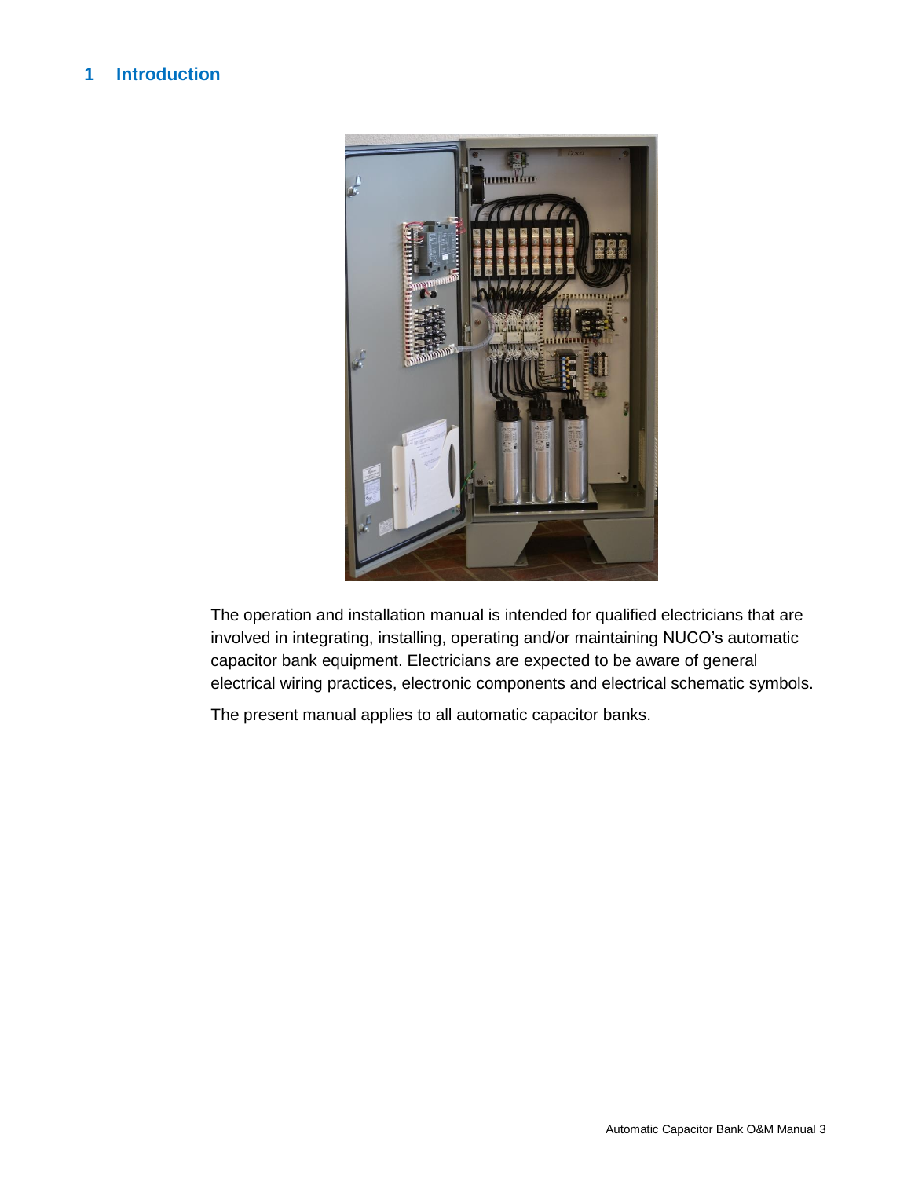# 1 Introduction

The operation and installation manual is intended for qualified electricians that are involved in integrating, installing, operating and/or maintaining NUCO's automatic capacitor bank equipment. Electricians are expected to be aware of general electrical wiring practices, electronic components and electrical schematic symbols.

The present manual applies to all automatic capacitor banks.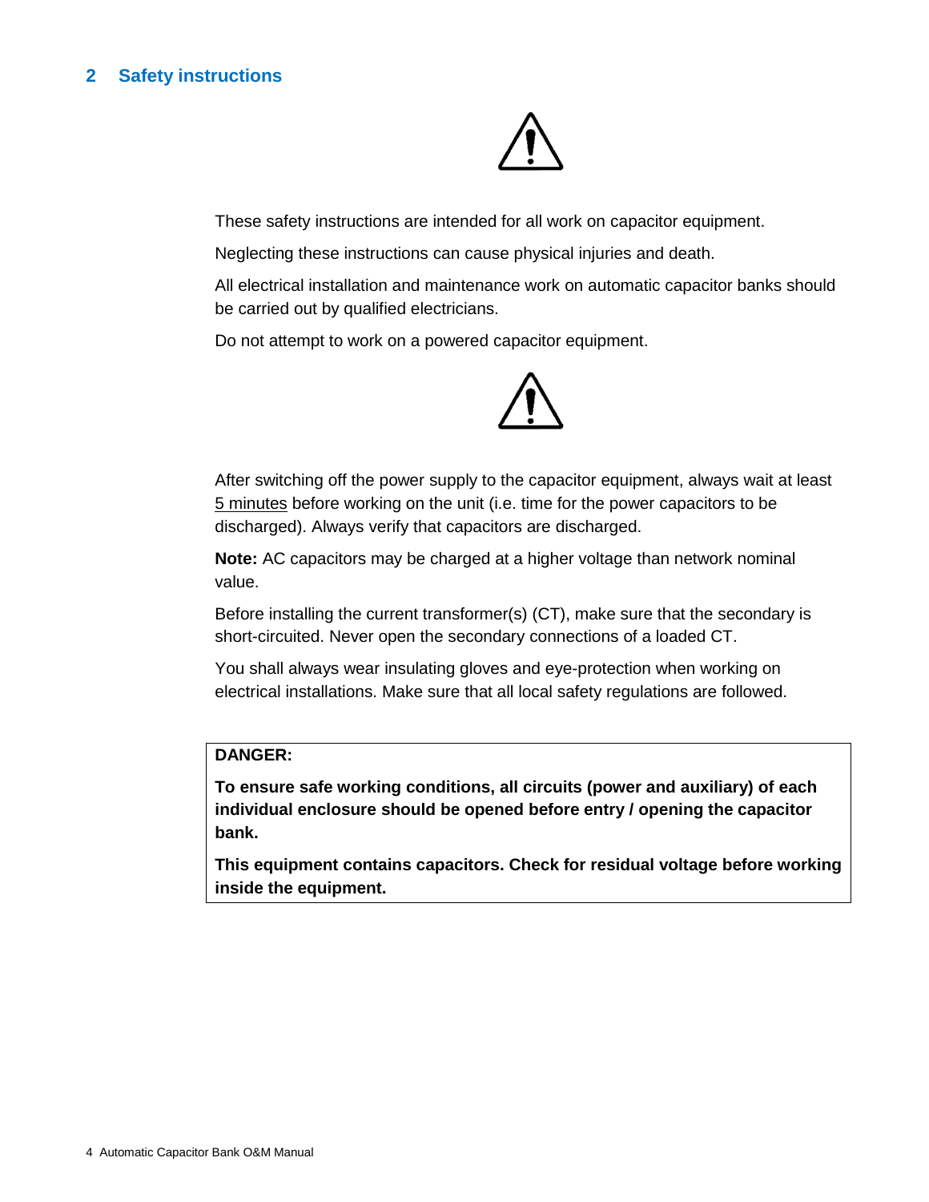## 2 Safety instructions

These safety instructions are intended for all work on capacitor equipment.

Neglecting these instructions can cause physical injuries and death.

All electrical installation and maintenance work on automatic capacitor banks should be carried out by qualified electricians.

Do not attempt to work on a powered capacitor equipment.

After switching off the power supply to the capacitor equipment, always wait at least <u>5 minutes</u> before working on the unit (i.e. time for the power capacitors to be discharged). Always verify that capacitors are discharged.

**Note:** AC capacitors may be charged at a higher voltage than network nominal value.

Before installing the current transformer(s) (CT), make sure that the secondary is short-circuited. Never open the secondary connections of a loaded CT.

You shall always wear insulating gloves and eye-protection when working on electrical installations. Make sure that all local safety regulations are followed.

**DANGER:**

**To ensure safe working conditions, all circuits (power and auxiliary) of each individual enclosure should be opened before entry / opening the capacitor bank.**

**This equipment contains capacitors. Check for residual voltage before working inside the equipment.**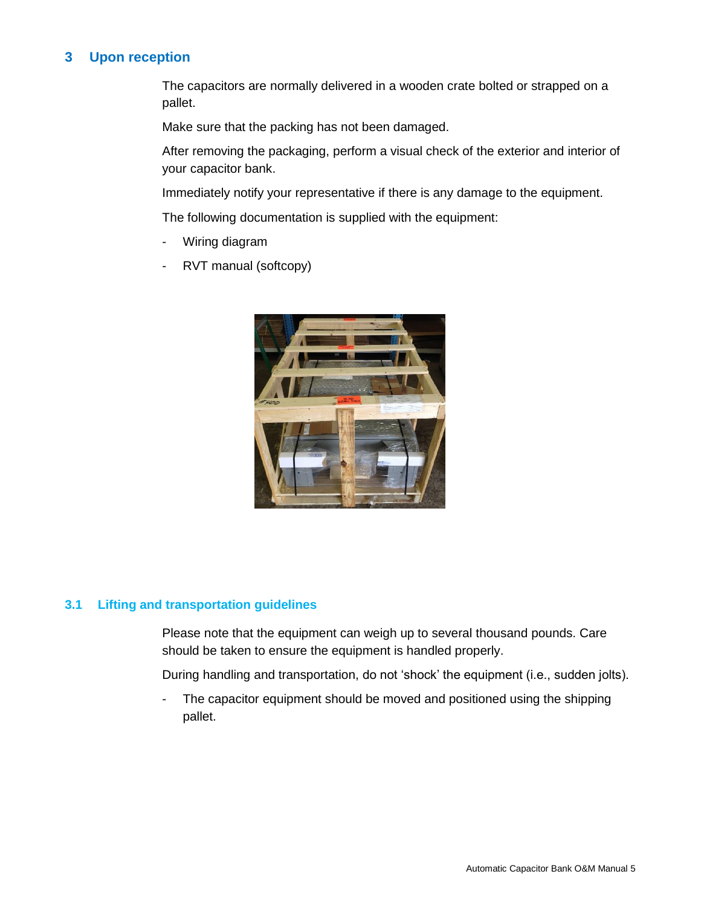## 3 Upon reception

The capacitors are normally delivered in a wooden crate bolted or strapped on a pallet.

Make sure that the packing has not been damaged.

After removing the packaging, perform a visual check of the exterior and interior of your capacitor bank.

Immediately notify your representative if there is any damage to the equipment.

The following documentation is supplied with the equipment:

- Wiring diagram
- RVT manual (softcopy)

### 3.1 Lifting and transportation guidelines

Please note that the equipment can weigh up to several thousand pounds. Care should be taken to ensure the equipment is handled properly.

During handling and transportation, do not 'shock' the equipment (i.e., sudden jolts).

- The capacitor equipment should be moved and positioned using the shipping pallet.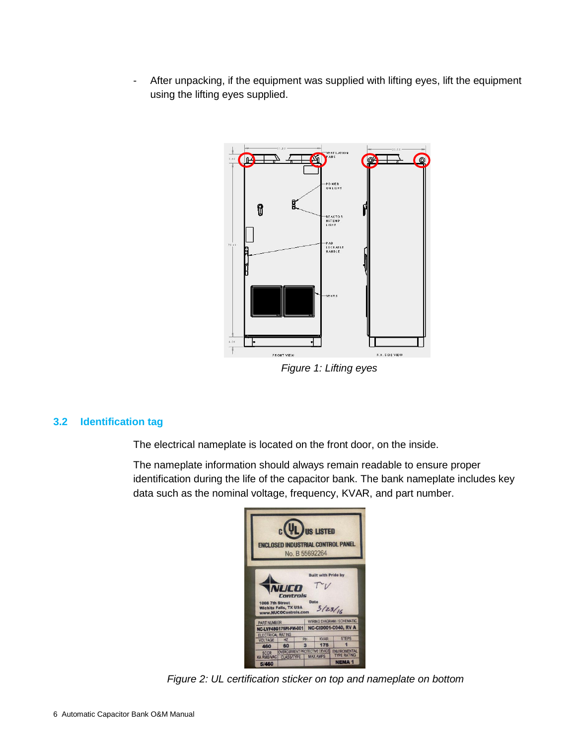- After unpacking, if the equipment was supplied with lifting eyes, lift the equipment using the lifting eyes supplied.

*Figure 1: Lifting eyes*

### 3.2 Identification tag

The electrical nameplate is located on the front door, on the inside.

The nameplate information should always remain readable to ensure proper identification during the life of the capacitor bank. The bank nameplate includes key data such as the nominal voltage, frequency, KVAR, and part number.

*Figure 2: UL certification sticker on top and nameplate on bottom*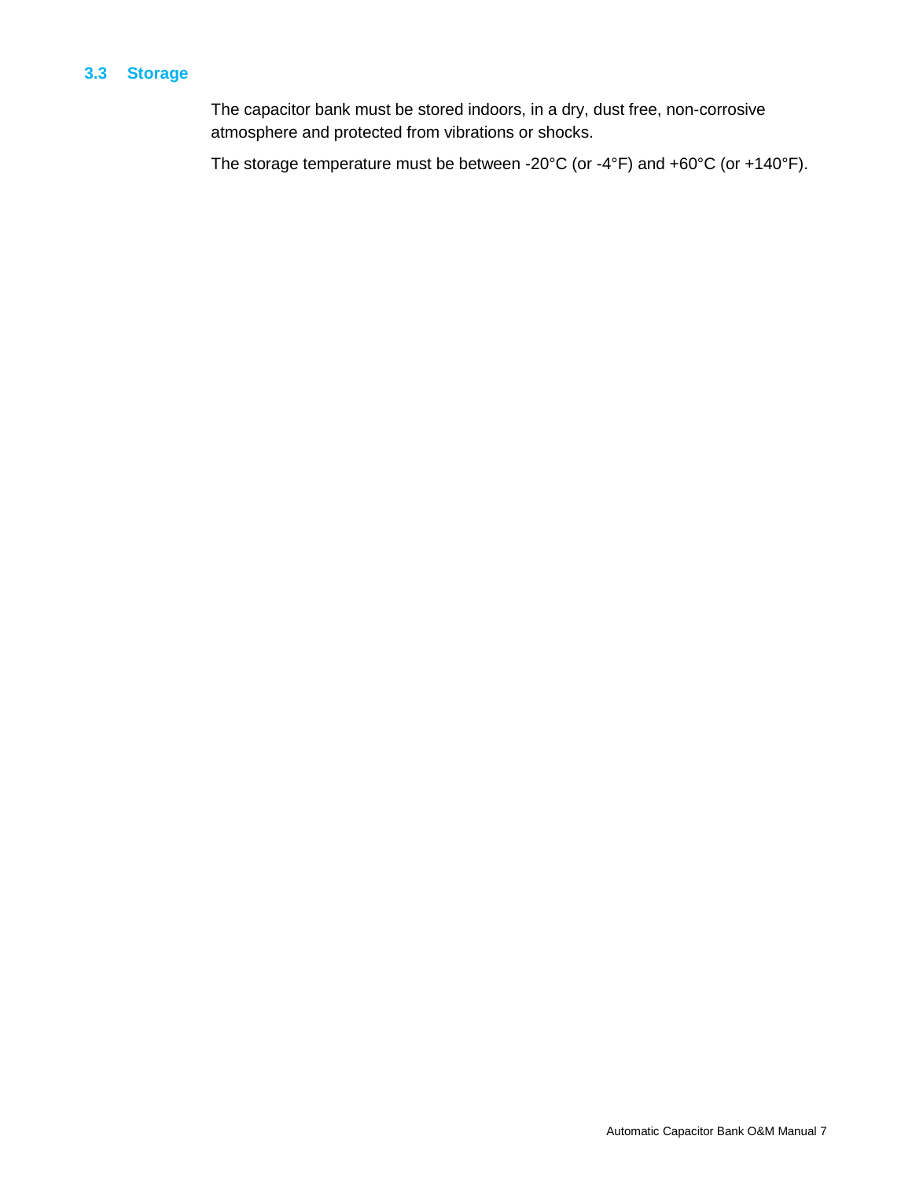### 3.3 Storage

The capacitor bank must be stored indoors, in a dry, dust free, non-corrosive atmosphere and protected from vibrations or shocks.

The storage temperature must be between -20°C (or -4°F) and +60°C (or +140°F).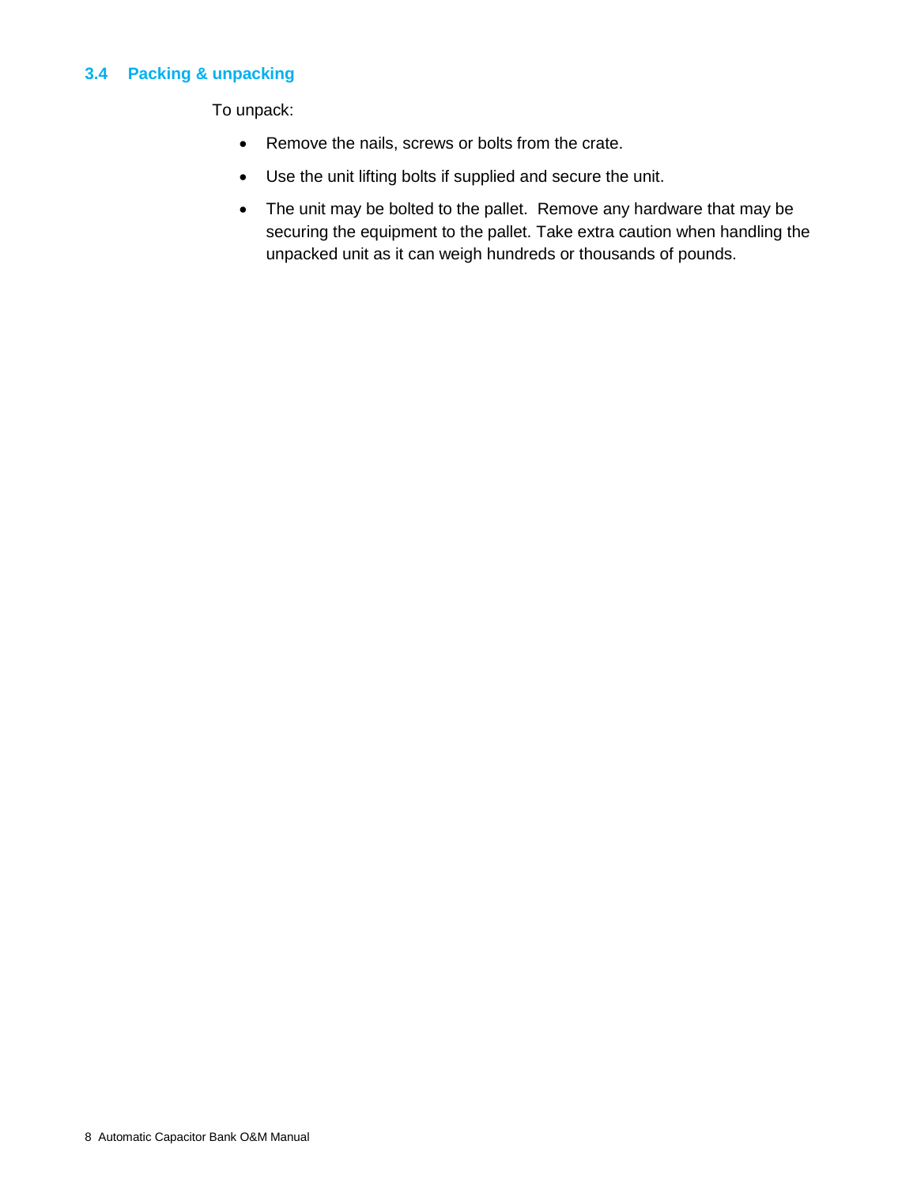### 3.4 Packing & unpacking

To unpack:

- Remove the nails, screws or bolts from the crate.
- Use the unit lifting bolts if supplied and secure the unit.
- The unit may be bolted to the pallet. Remove any hardware that may be securing the equipment to the pallet. Take extra caution when handling the unpacked unit as it can weigh hundreds or thousands of pounds.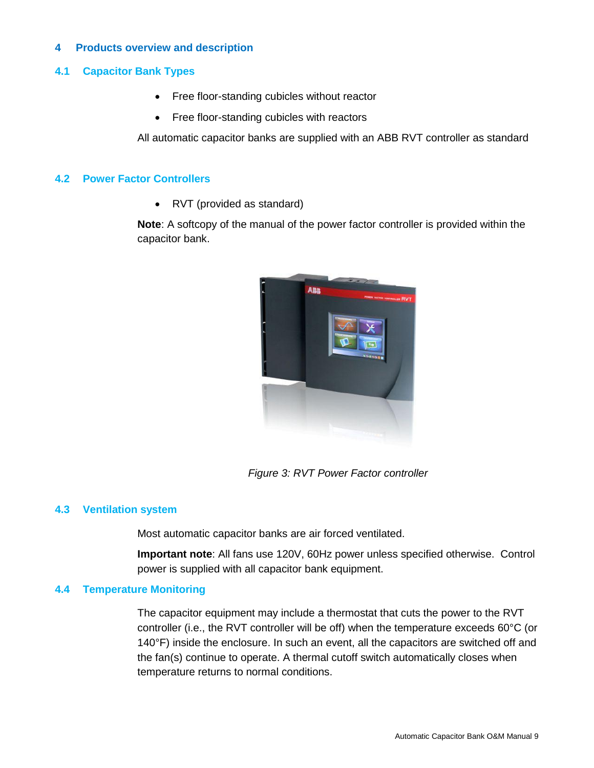# 4 Products overview and description

## 4.1 Capacitor Bank Types

- Free floor-standing cubicles without reactor
- Free floor-standing cubicles with reactors

All automatic capacitor banks are supplied with an ABB RVT controller as standard

## 4.2 Power Factor Controllers

- RVT (provided as standard)

**Note**: A softcopy of the manual of the power factor controller is provided within the capacitor bank.

*Figure 3: RVT Power Factor controller*

## 4.3 Ventilation system

Most automatic capacitor banks are air forced ventilated.

**Important note**: All fans use 120V, 60Hz power unless specified otherwise. Control power is supplied with all capacitor bank equipment.

## 4.4 Temperature Monitoring

The capacitor equipment may include a thermostat that cuts the power to the RVT controller (i.e., the RVT controller will be off) when the temperature exceeds 60°C (or 140°F) inside the enclosure. In such an event, all the capacitors are switched off and the fan(s) continue to operate. A thermal cutoff switch automatically closes when temperature returns to normal conditions.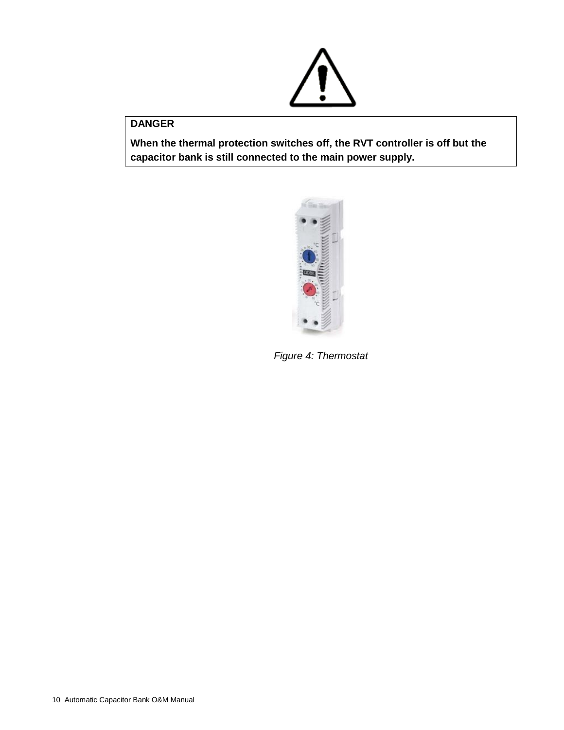**DANGER**

**When the thermal protection switches off, the RVT controller is off but the capacitor bank is still connected to the main power supply.**

*Figure 4: Thermostat*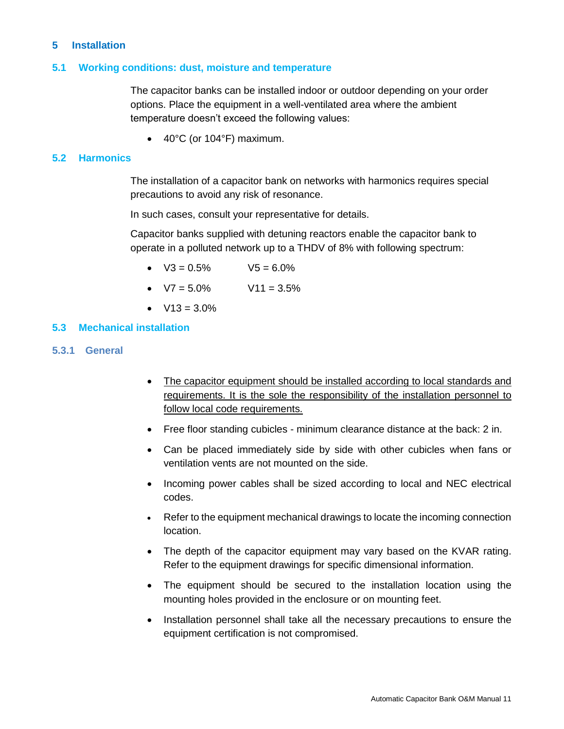# 5 Installation

## 5.1 Working conditions: dust, moisture and temperature

The capacitor banks can be installed indoor or outdoor depending on your order options. Place the equipment in a well-ventilated area where the ambient temperature doesn't exceed the following values:

- 40°C (or 104°F) maximum.

## 5.2 Harmonics

The installation of a capacitor bank on networks with harmonics requires special precautions to avoid any risk of resonance.

In such cases, consult your representative for details.

Capacitor banks supplied with detuning reactors enable the capacitor bank to operate in a polluted network up to a THDV of 8% with following spectrum:

- V3 = 0.5% V5 = 6.0%
- V7 = 5.0% V11 = 3.5%
- V13 = 3.0%

## 5.3 Mechanical installation

### 5.3.1 General

- The capacitor equipment should be installed according to local standards and requirements. It is the sole the responsibility of the installation personnel to follow local code requirements.
- Free floor standing cubicles - minimum clearance distance at the back: 2 in.
- Can be placed immediately side by side with other cubicles when fans or ventilation vents are not mounted on the side.
- Incoming power cables shall be sized according to local and NEC electrical codes.
- Refer to the equipment mechanical drawings to locate the incoming connection location.
- The depth of the capacitor equipment may vary based on the KVAR rating. Refer to the equipment drawings for specific dimensional information.
- The equipment should be secured to the installation location using the mounting holes provided in the enclosure or on mounting feet.
- Installation personnel shall take all the necessary precautions to ensure the equipment certification is not compromised.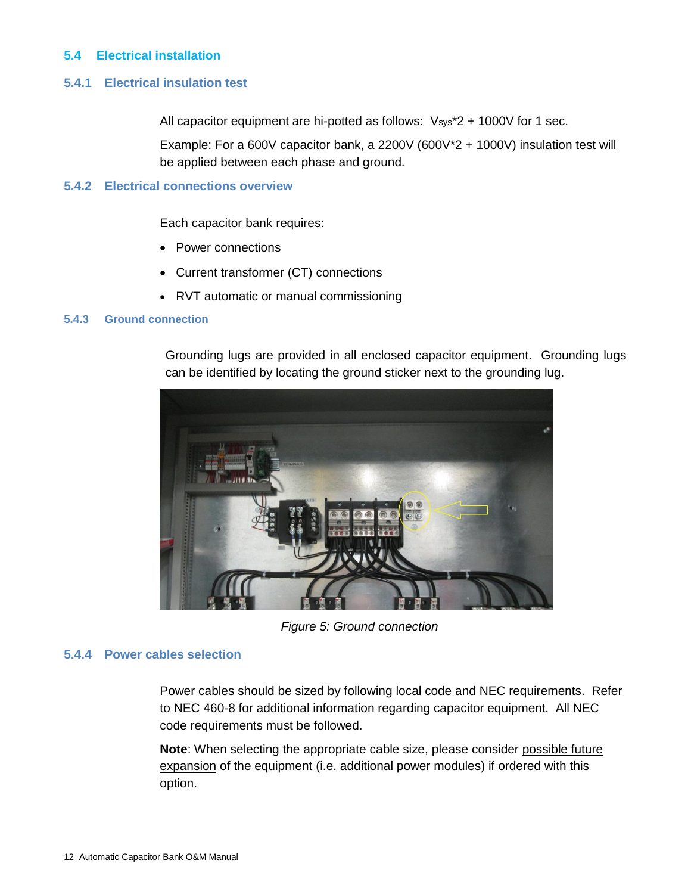## 5.4 Electrical installation

### 5.4.1 Electrical insulation test

All capacitor equipment are hi-potted as follows: $V_{sys}$*2 + 1000V for 1 sec.

Example: For a 600V capacitor bank, a 2200V (600V*2 + 1000V) insulation test will be applied between each phase and ground.

### 5.4.2 Electrical connections overview

Each capacitor bank requires:

- Power connections
- Current transformer (CT) connections
- RVT automatic or manual commissioning

### 5.4.3 Ground connection

Grounding lugs are provided in all enclosed capacitor equipment. Grounding lugs can be identified by locating the ground sticker next to the grounding lug.

*Figure 5: Ground connection*

### 5.4.4 Power cables selection

Power cables should be sized by following local code and NEC requirements. Refer to NEC 460-8 for additional information regarding capacitor equipment. All NEC code requirements must be followed.

**Note**: When selecting the appropriate cable size, please consider possible future expansion of the equipment (i.e. additional power modules) if ordered with this option.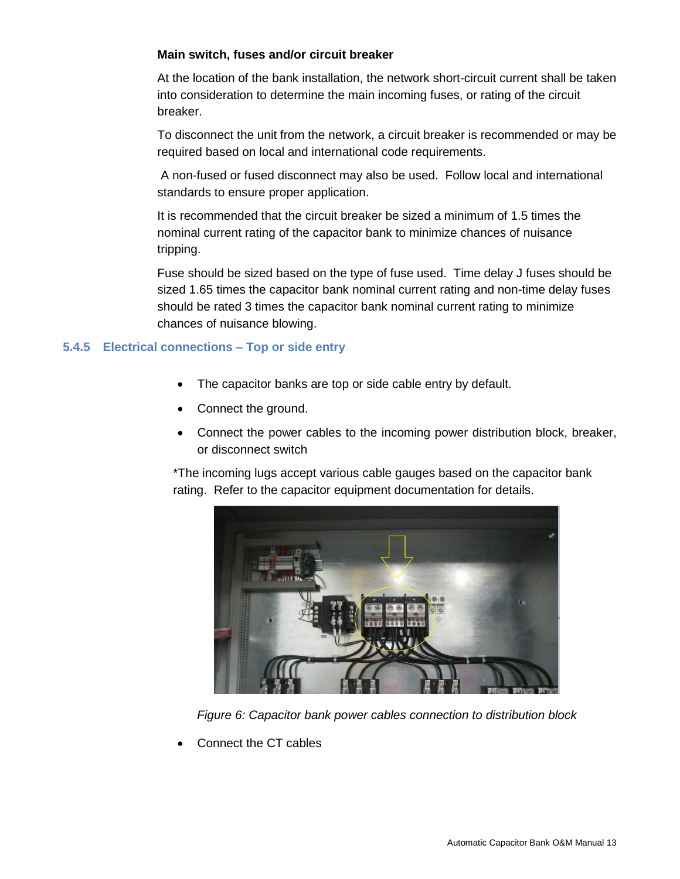**Main switch, fuses and/or circuit breaker**

At the location of the bank installation, the network short-circuit current shall be taken into consideration to determine the main incoming fuses, or rating of the circuit breaker.

To disconnect the unit from the network, a circuit breaker is recommended or may be required based on local and international code requirements.

A non-fused or fused disconnect may also be used. Follow local and international standards to ensure proper application.

It is recommended that the circuit breaker be sized a minimum of 1.5 times the nominal current rating of the capacitor bank to minimize chances of nuisance tripping.

Fuse should be sized based on the type of fuse used. Time delay J fuses should be sized 1.65 times the capacitor bank nominal current rating and non-time delay fuses should be rated 3 times the capacitor bank nominal current rating to minimize chances of nuisance blowing.

### 5.4.5 Electrical connections – Top or side entry

- The capacitor banks are top or side cable entry by default.
- Connect the ground.
- Connect the power cables to the incoming power distribution block, breaker, or disconnect switch

*The incoming lugs accept various cable gauges based on the capacitor bank rating. Refer to the capacitor equipment documentation for details.

*Figure 6: Capacitor bank power cables connection to distribution block*

- Connect the CT cables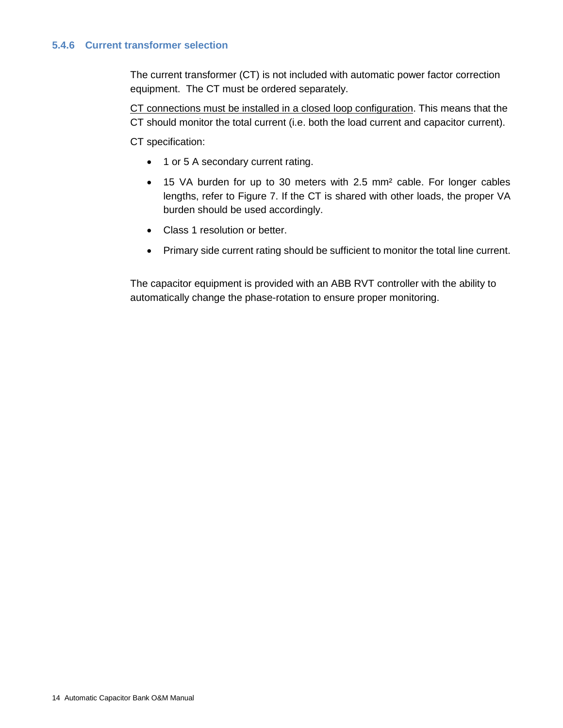### 5.4.6 Current transformer selection

The current transformer (CT) is not included with automatic power factor correction equipment. The CT must be ordered separately.

<u>CT connections must be installed in a closed loop configuration</u>. This means that the CT should monitor the total current (i.e. both the load current and capacitor current).

CT specification:

- 1 or 5 A secondary current rating.
- 15 VA burden for up to 30 meters with 2.5 mm² cable. For longer cables lengths, refer to Figure 7. If the CT is shared with other loads, the proper VA burden should be used accordingly.
- Class 1 resolution or better.
- Primary side current rating should be sufficient to monitor the total line current.

The capacitor equipment is provided with an ABB RVT controller with the ability to automatically change the phase-rotation to ensure proper monitoring.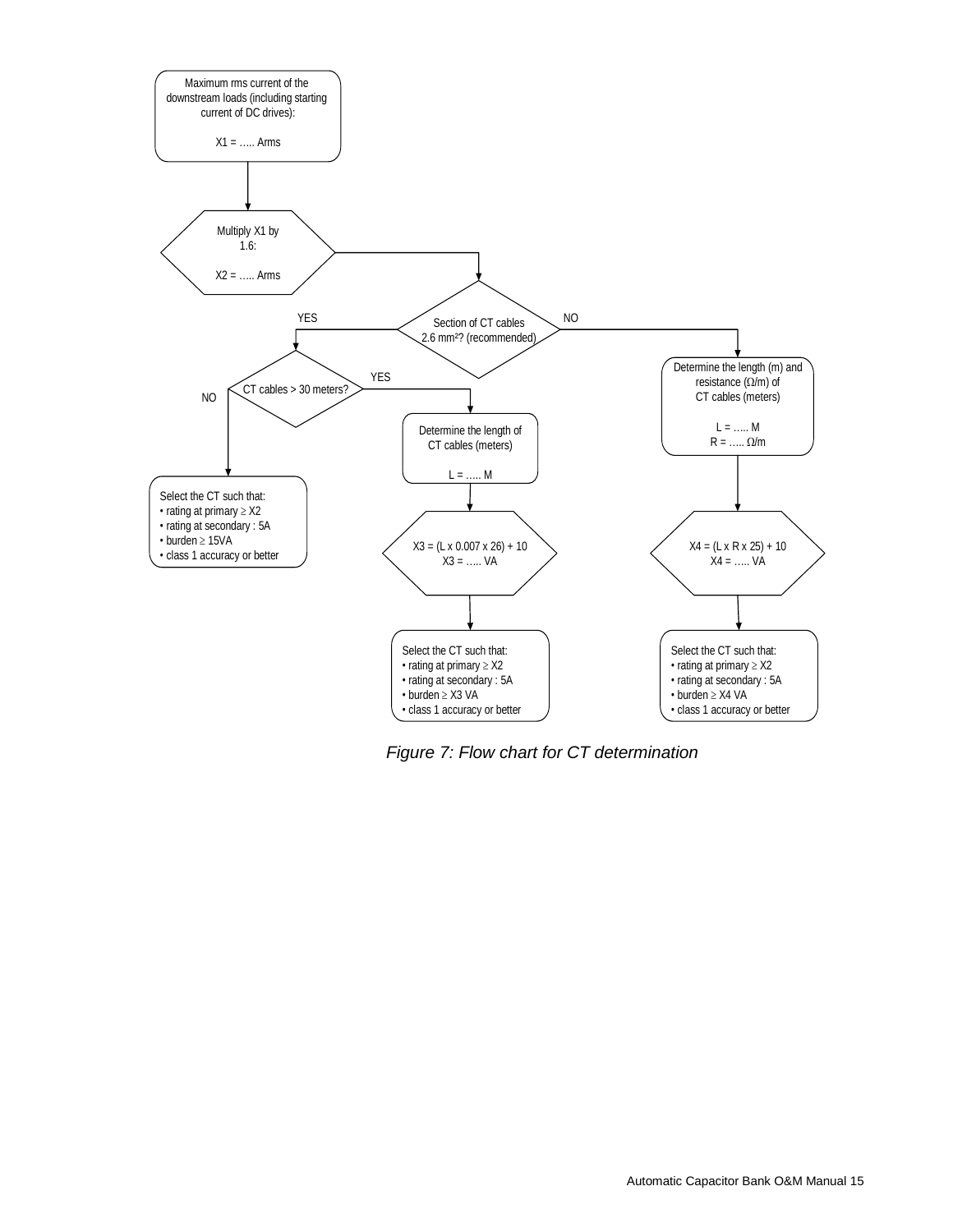Maximum rms current of the downstream loads (including starting current of DC drives):

X1 = ….. Arms

Multiply X1 by 1.6:

X2 = ….. Arms

Section of CT cables 2.6 mm²? (recommended)

YES

NO

CT cables > 30 meters?

YES

NO

Select the CT such that:
• rating at primary ≥ X2
• rating at secondary : 5A
• burden ≥ 15VA
• class 1 accuracy or better

Determine the length of CT cables (meters)

L = ….. M

X3 = (L x 0.007 x 26) + 10
X3 = ….. VA

Select the CT such that:
• rating at primary ≥ X2
• rating at secondary : 5A
• burden ≥ X3 VA
• class 1 accuracy or better

Determine the length (m) and resistance (Ω/m) of CT cables (meters)

L = ….. M
R = ….. Ω/m

X4 = (L x R x 25) + 10
X4 = ….. VA

Select the CT such that:
• rating at primary ≥ X2
• rating at secondary : 5A
• burden ≥ X4 VA
• class 1 accuracy or better

*Figure 7: Flow chart for CT determination*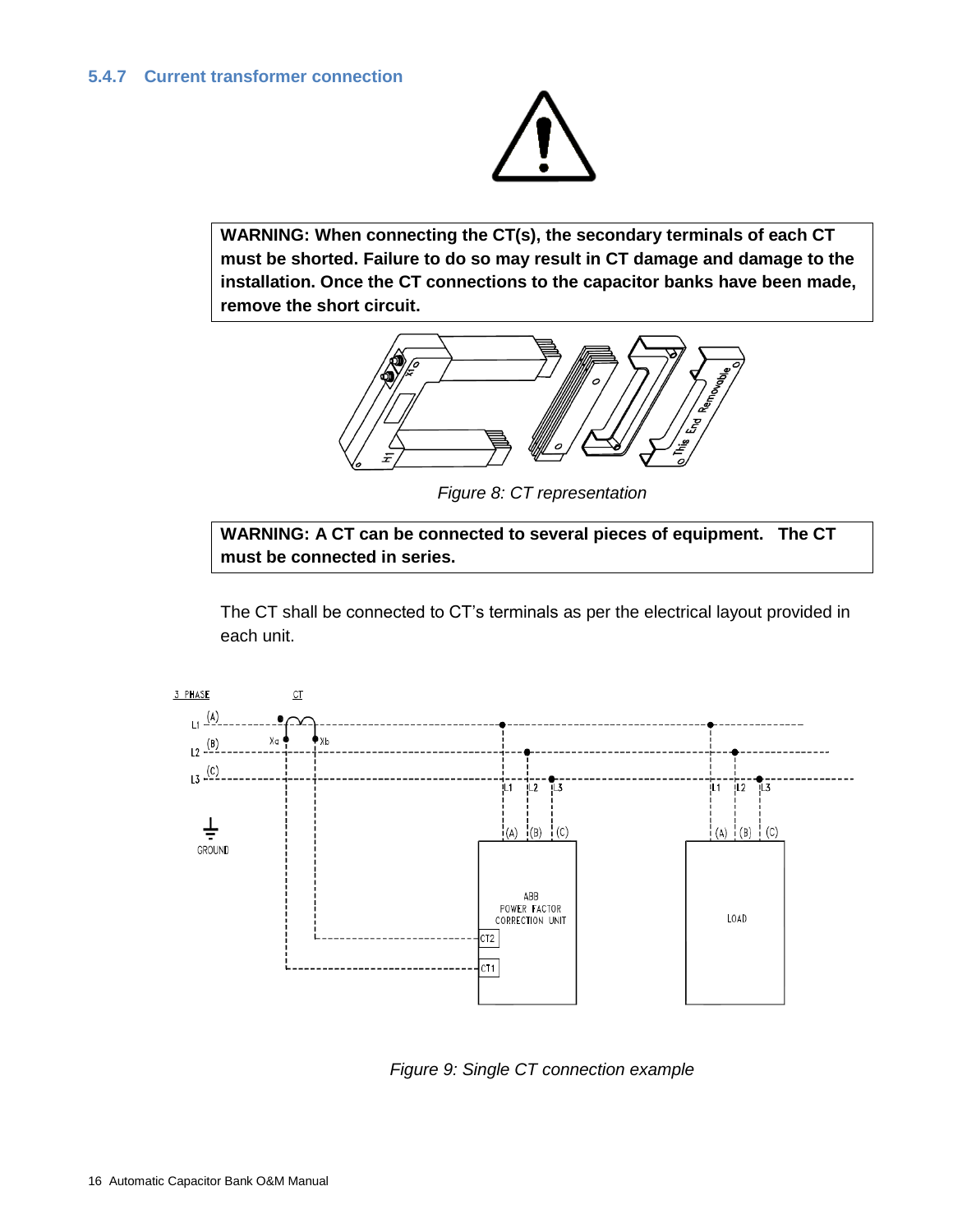### 5.4.7 Current transformer connection

**WARNING: When connecting the CT(s), the secondary terminals of each CT must be shorted. Failure to do so may result in CT damage and damage to the installation. Once the CT connections to the capacitor banks have been made, remove the short circuit.**

*Figure 8: CT representation*

**WARNING: A CT can be connected to several pieces of equipment. The CT must be connected in series.**

The CT shall be connected to CT's terminals as per the electrical layout provided in each unit.

*Figure 9: Single CT connection example*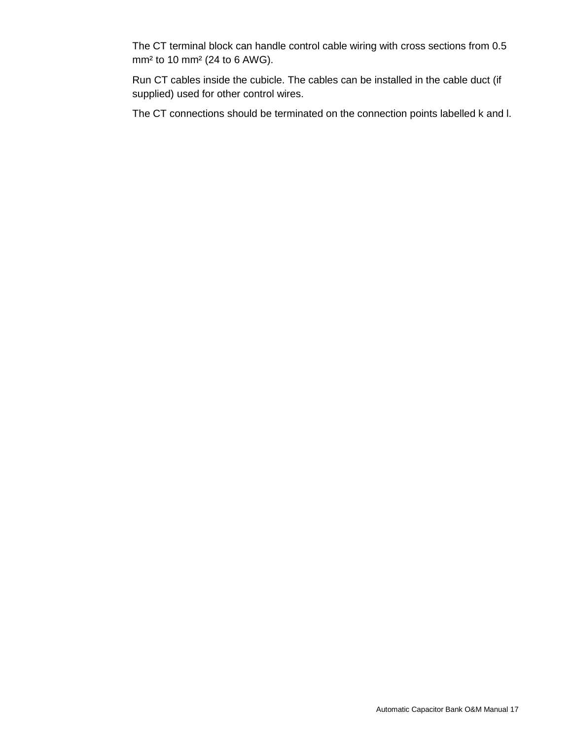The CT terminal block can handle control cable wiring with cross sections from 0.5 mm² to 10 mm² (24 to 6 AWG).

Run CT cables inside the cubicle. The cables can be installed in the cable duct (if supplied) used for other control wires.

The CT connections should be terminated on the connection points labelled k and l.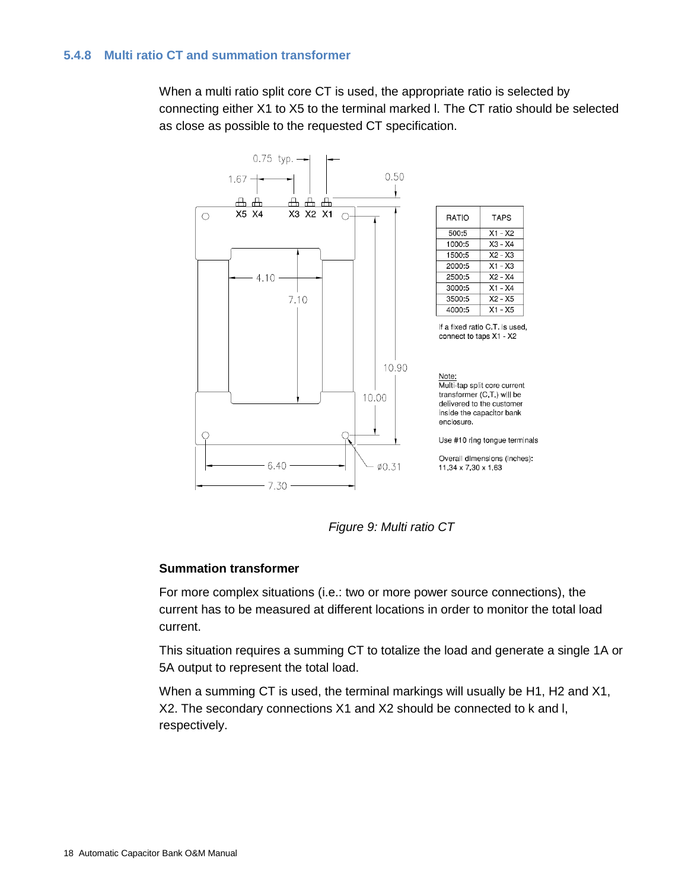### 5.4.8 Multi ratio CT and summation transformer

When a multi ratio split core CT is used, the appropriate ratio is selected by connecting either X1 to X5 to the terminal marked l. The CT ratio should be selected as close as possible to the requested CT specification.

0.75 typ.
1.67
0.50
X5 X4 X3 X2 X1
4.10
7.10
10.90
10.00
6.40
ø0.31
7.30

| RATIO | TAPS |
|---|---|
| 500:5 | X1 - X2 |
| 1000:5 | X3 - X4 |
| 1500:5 | X2 - X3 |
| 2000:5 | X1 - X3 |
| 2500:5 | X2 - X4 |
| 3000:5 | X1 - X4 |
| 3500:5 | X2 - X5 |
| 4000:5 | X1 - X5 |

If a fixed ratio C.T. is used, connect to taps X1 - X2

Note:
Multi-tap split core current transformer (C.T.) will be delivered to the customer inside the capacitor bank enclosure.

Use #10 ring tongue terminals

Overall dimensions (inches):
11.34 x 7.30 x 1.63

*Figure 9: Multi ratio CT*

**Summation transformer**

For more complex situations (i.e.: two or more power source connections), the current has to be measured at different locations in order to monitor the total load current.

This situation requires a summing CT to totalize the load and generate a single 1A or 5A output to represent the total load.

When a summing CT is used, the terminal markings will usually be H1, H2 and X1, X2. The secondary connections X1 and X2 should be connected to k and l, respectively.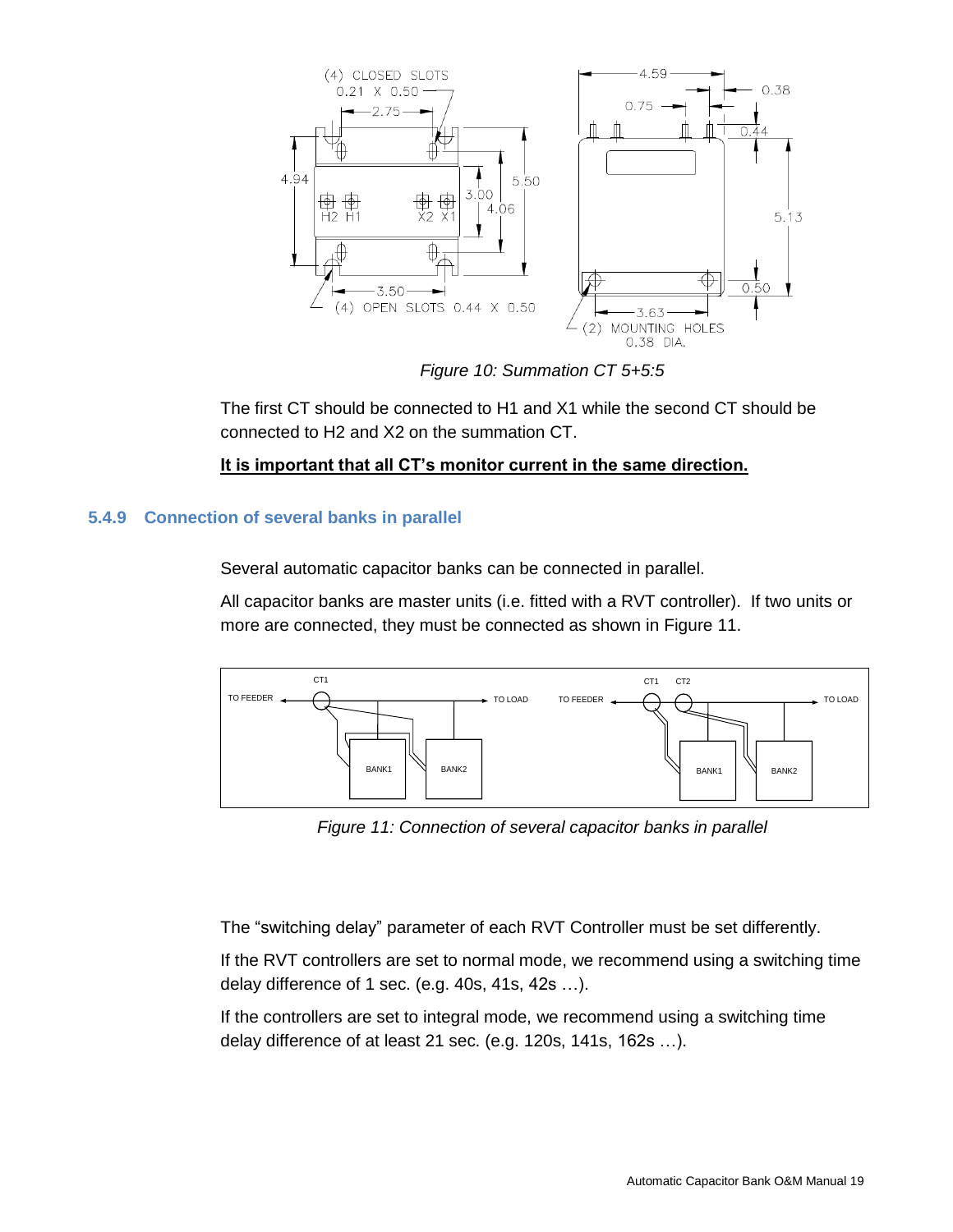(4) CLOSED SLOTS
0.21 X 0.50
2.75
4.94
H2 H1
X2 X1
3.00
4.06
5.50
3.50
(4) OPEN SLOTS 0.44 X 0.50
4.59
0.75
0.38
0.44
5.13
0.50
3.63
(2) MOUNTING HOLES
0.38 DIA.

*Figure 10: Summation CT 5+5:5*

The first CT should be connected to H1 and X1 while the second CT should be connected to H2 and X2 on the summation CT.

**It is important that all CT's monitor current in the same direction.**

### 5.4.9 Connection of several banks in parallel

Several automatic capacitor banks can be connected in parallel.

All capacitor banks are master units (i.e. fitted with a RVT controller). If two units or more are connected, they must be connected as shown in Figure 11.

CT1
TO FEEDER
TO LOAD
BANK1
BANK2
CT1 CT2
TO FEEDER
TO LOAD
BANK1
BANK2

*Figure 11: Connection of several capacitor banks in parallel*

The "switching delay" parameter of each RVT Controller must be set differently.

If the RVT controllers are set to normal mode, we recommend using a switching time delay difference of 1 sec. (e.g. 40s, 41s, 42s …).

If the controllers are set to integral mode, we recommend using a switching time delay difference of at least 21 sec. (e.g. 120s, 141s, 162s …).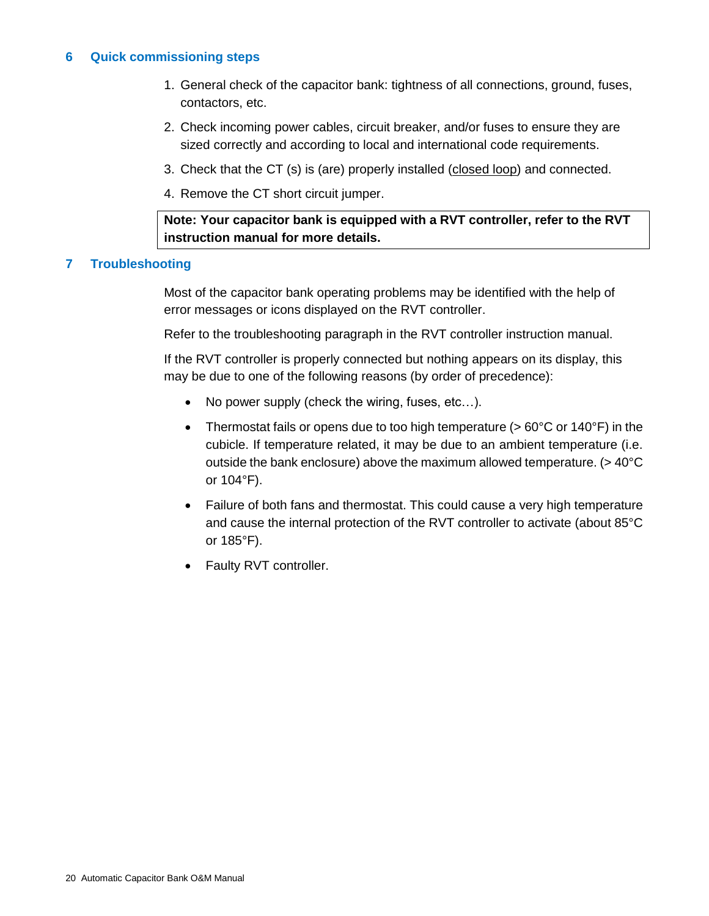## 6 Quick commissioning steps

1. General check of the capacitor bank: tightness of all connections, ground, fuses, contactors, etc.
2. Check incoming power cables, circuit breaker, and/or fuses to ensure they are sized correctly and according to local and international code requirements.
3. Check that the CT (s) is (are) properly installed (closed loop) and connected.
4. Remove the CT short circuit jumper.

**Note: Your capacitor bank is equipped with a RVT controller, refer to the RVT instruction manual for more details.**

## 7 Troubleshooting

Most of the capacitor bank operating problems may be identified with the help of error messages or icons displayed on the RVT controller.

Refer to the troubleshooting paragraph in the RVT controller instruction manual.

If the RVT controller is properly connected but nothing appears on its display, this may be due to one of the following reasons (by order of precedence):

- No power supply (check the wiring, fuses, etc…).
- Thermostat fails or opens due to too high temperature (> 60°C or 140°F) in the cubicle. If temperature related, it may be due to an ambient temperature (i.e. outside the bank enclosure) above the maximum allowed temperature. (> 40°C or 104°F).
- Failure of both fans and thermostat. This could cause a very high temperature and cause the internal protection of the RVT controller to activate (about 85°C or 185°F).
- Faulty RVT controller.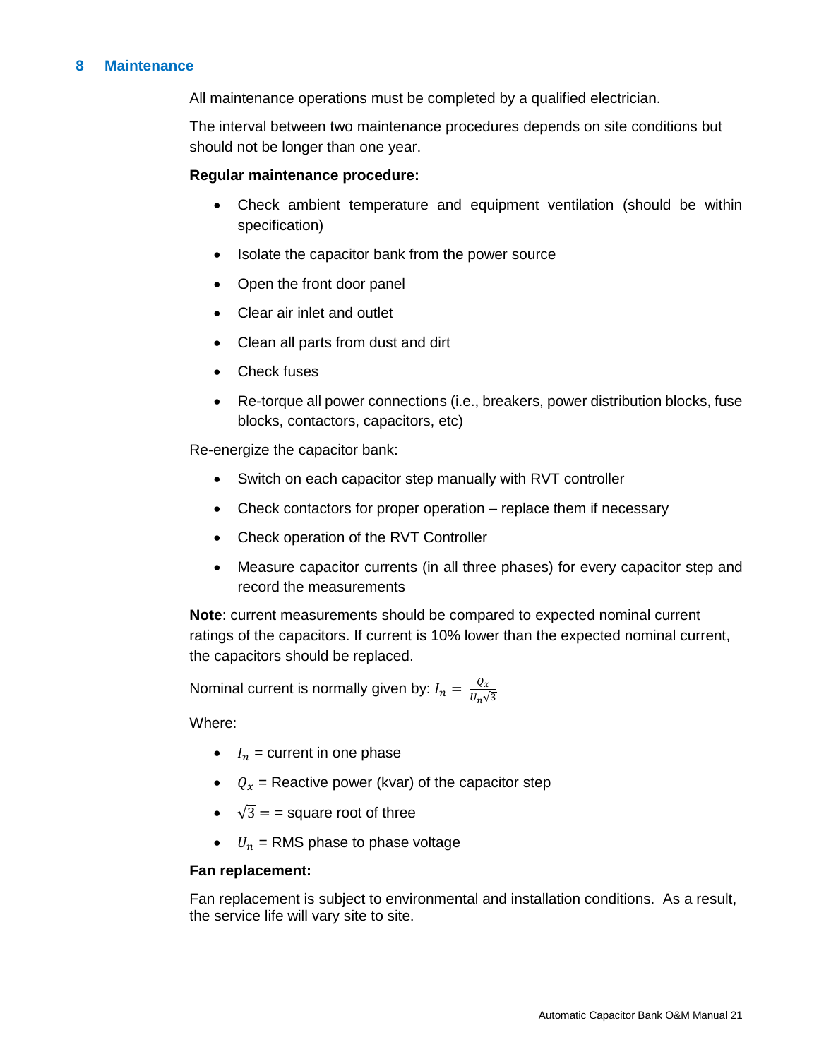# 8 Maintenance

All maintenance operations must be completed by a qualified electrician.

The interval between two maintenance procedures depends on site conditions but should not be longer than one year.

**Regular maintenance procedure:**

- Check ambient temperature and equipment ventilation (should be within specification)
- Isolate the capacitor bank from the power source
- Open the front door panel
- Clear air inlet and outlet
- Clean all parts from dust and dirt
- Check fuses
- Re-torque all power connections (i.e., breakers, power distribution blocks, fuse blocks, contactors, capacitors, etc)

Re-energize the capacitor bank:

- Switch on each capacitor step manually with RVT controller
- Check contactors for proper operation – replace them if necessary
- Check operation of the RVT Controller
- Measure capacitor currents (in all three phases) for every capacitor step and record the measurements

**Note**: current measurements should be compared to expected nominal current ratings of the capacitors. If current is 10% lower than the expected nominal current, the capacitors should be replaced.

Nominal current is normally given by: $I_n = \frac{Q_x}{U_n\sqrt{3}}$

Where:

- $I_n$ = current in one phase
- $Q_x$ = Reactive power (kvar) of the capacitor step
- $\sqrt{3} =$ = square root of three
- $U_n$ = RMS phase to phase voltage

**Fan replacement:**

Fan replacement is subject to environmental and installation conditions. As a result, the service life will vary site to site.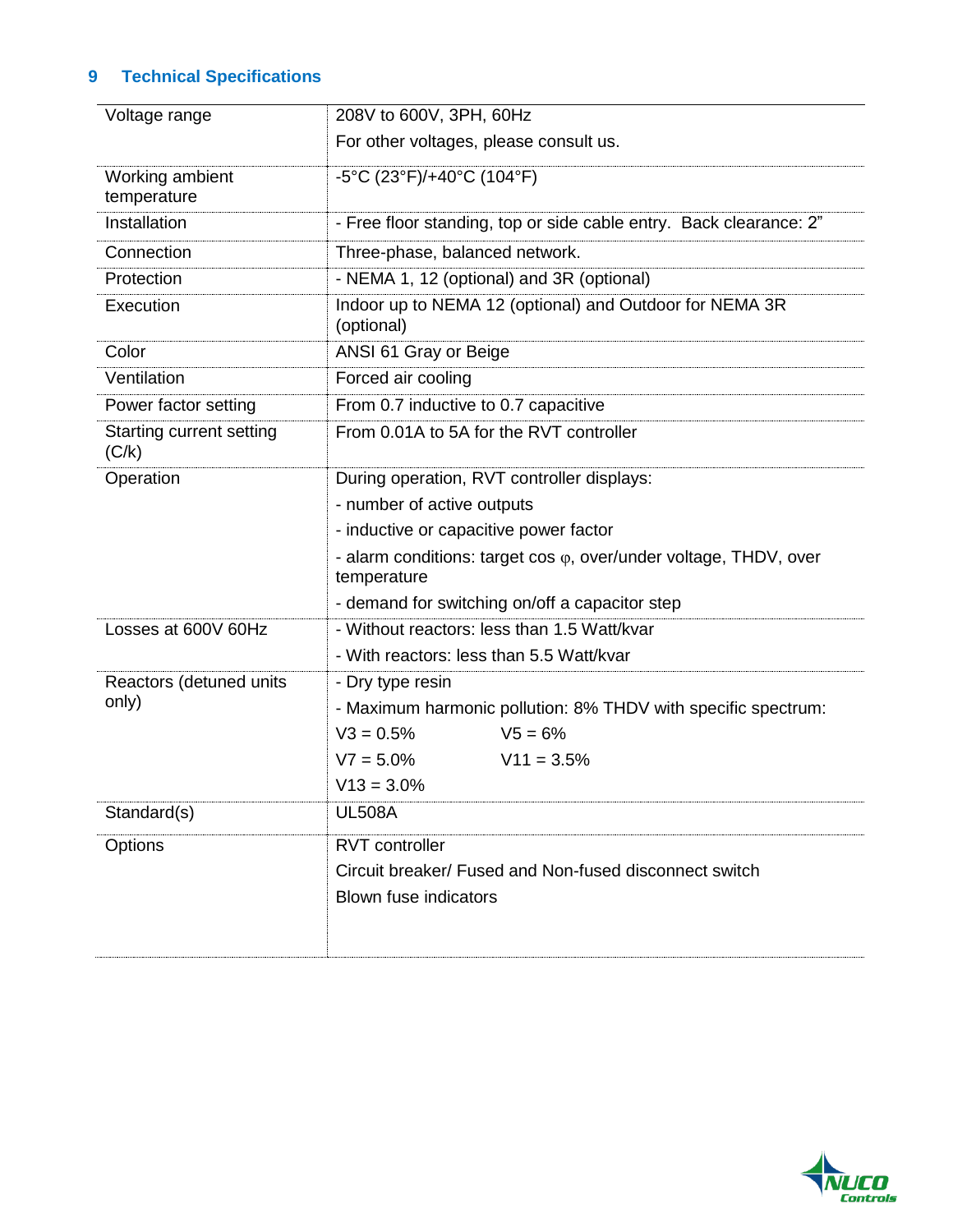## 9 Technical Specifications

| | |
|---|---|
| Voltage range | 208V to 600V, 3PH, 60Hz<br>For other voltages, please consult us. |
| Working ambient temperature | -5°C (23°F)/+40°C (104°F) |
| Installation | - Free floor standing, top or side cable entry. Back clearance: 2” |
| Connection | Three-phase, balanced network. |
| Protection | - NEMA 1, 12 (optional) and 3R (optional) |
| Execution | Indoor up to NEMA 12 (optional) and Outdoor for NEMA 3R (optional) |
| Color | ANSI 61 Gray or Beige |
| Ventilation | Forced air cooling |
| Power factor setting | From 0.7 inductive to 0.7 capacitive |
| Starting current setting (C/k) | From 0.01A to 5A for the RVT controller |
| Operation | During operation, RVT controller displays:<br>- number of active outputs<br>- inductive or capacitive power factor<br>- alarm conditions: target cos φ, over/under voltage, THDV, over temperature<br>- demand for switching on/off a capacitor step |
| Losses at 600V 60Hz | - Without reactors: less than 1.5 Watt/kvar<br>- With reactors: less than 5.5 Watt/kvar |
| Reactors (detuned units only) | - Dry type resin<br>- Maximum harmonic pollution: 8% THDV with specific spectrum:<br>V3 = 0.5% V5 = 6%<br>V7 = 5.0% V11 = 3.5%<br>V13 = 3.0% |
| Standard(s) | UL508A |
| Options | RVT controller<br>Circuit breaker/ Fused and Non-fused disconnect switch<br>Blown fuse indicators |